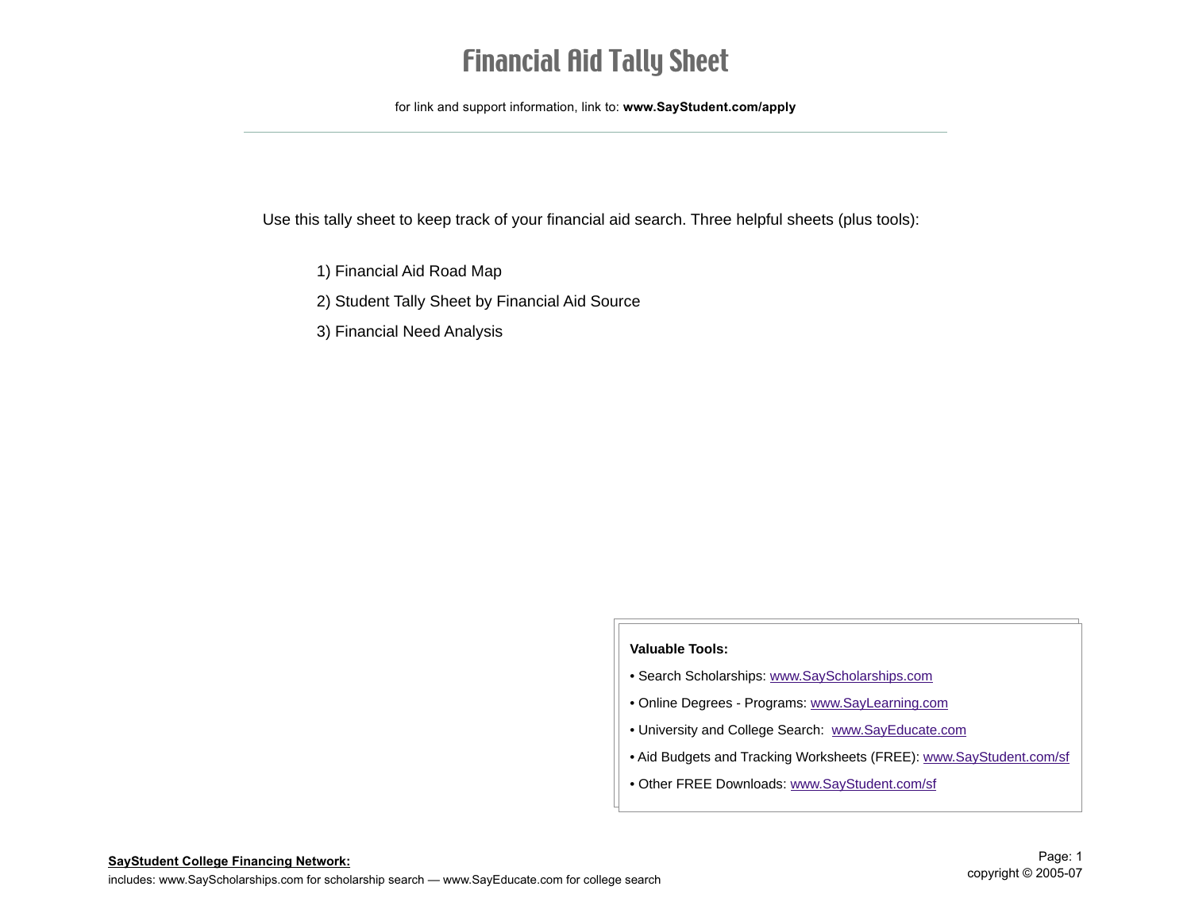# Financial Aid Tally Sheet

for link and support information, link to: **www.SayStudent.com/apply**

---

Use this tally sheet to keep track of your financial aid search. Three helpful sheets (plus tools):

1) Financial Aid Road Map
2) Student Tally Sheet by Financial Aid Source
3) Financial Need Analysis

**Valuable Tools:**

- Search Scholarships: www.SayScholarships.com
- Online Degrees - Programs: www.SayLearning.com
- University and College Search: www.SayEducate.com
- Aid Budgets and Tracking Worksheets (FREE): www.SayStudent.com/sf
- Other FREE Downloads: www.SayStudent.com/sf

**SayStudent College Financing Network:**
includes: www.SayScholarships.com for scholarship search — www.SayEducate.com for college search

copyright © 2005-07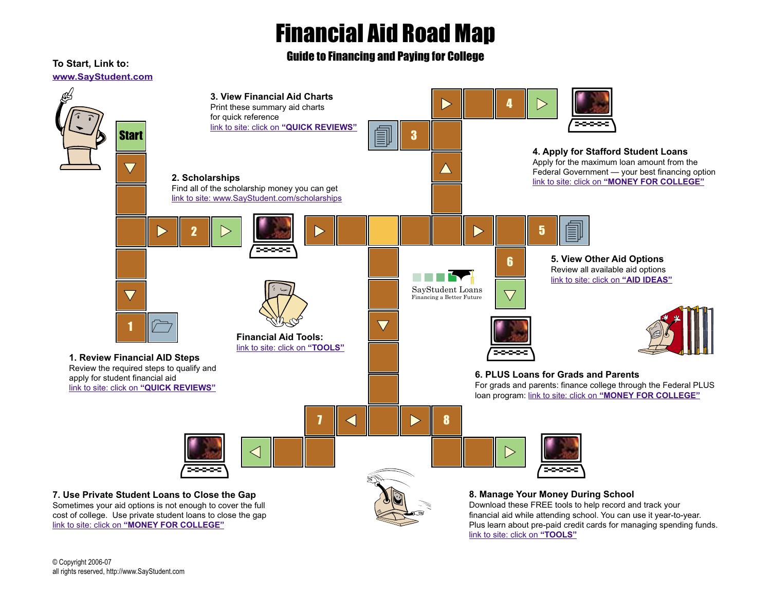# Financial Aid Road Map

## Guide to Financing and Paying for College

**To Start, Link to:**
www.SayStudent.com

### 1. Review Financial AID Steps

Review the required steps to qualify and apply for student financial aid
link to site: click on **"QUICK REVIEWS"**

### 2. Scholarships

Find all of the scholarship money you can get
link to site: www.SayStudent.com/scholarships

### 3. View Financial Aid Charts

Print these summary aid charts for quick reference
link to site: click on **"QUICK REVIEWS"**

### 4. Apply for Stafford Student Loans

Apply for the maximum loan amount from the Federal Government — your best financing option
link to site: click on **"MONEY FOR COLLEGE"**

### 5. View Other Aid Options

Review all available aid options
link to site: click on **"AID IDEAS"**

### 6. PLUS Loans for Grads and Parents

For grads and parents: finance college through the Federal PLUS loan program: link to site: click on **"MONEY FOR COLLEGE"**

### 7. Use Private Student Loans to Close the Gap

Sometimes your aid options is not enough to cover the full cost of college. Use private student loans to close the gap
link to site: click on **"MONEY FOR COLLEGE"**

### 8. Manage Your Money During School

Download these FREE tools to help record and track your financial aid while attending school. You can use it year-to-year. Plus learn about pre-paid credit cards for managing spending funds.
link to site: click on **"TOOLS"**

### Financial Aid Tools:

link to site: click on **"TOOLS"**

SayStudent Loans
Financing a Better Future

© Copyright 2006-07
all rights reserved, http://www.SayStudent.com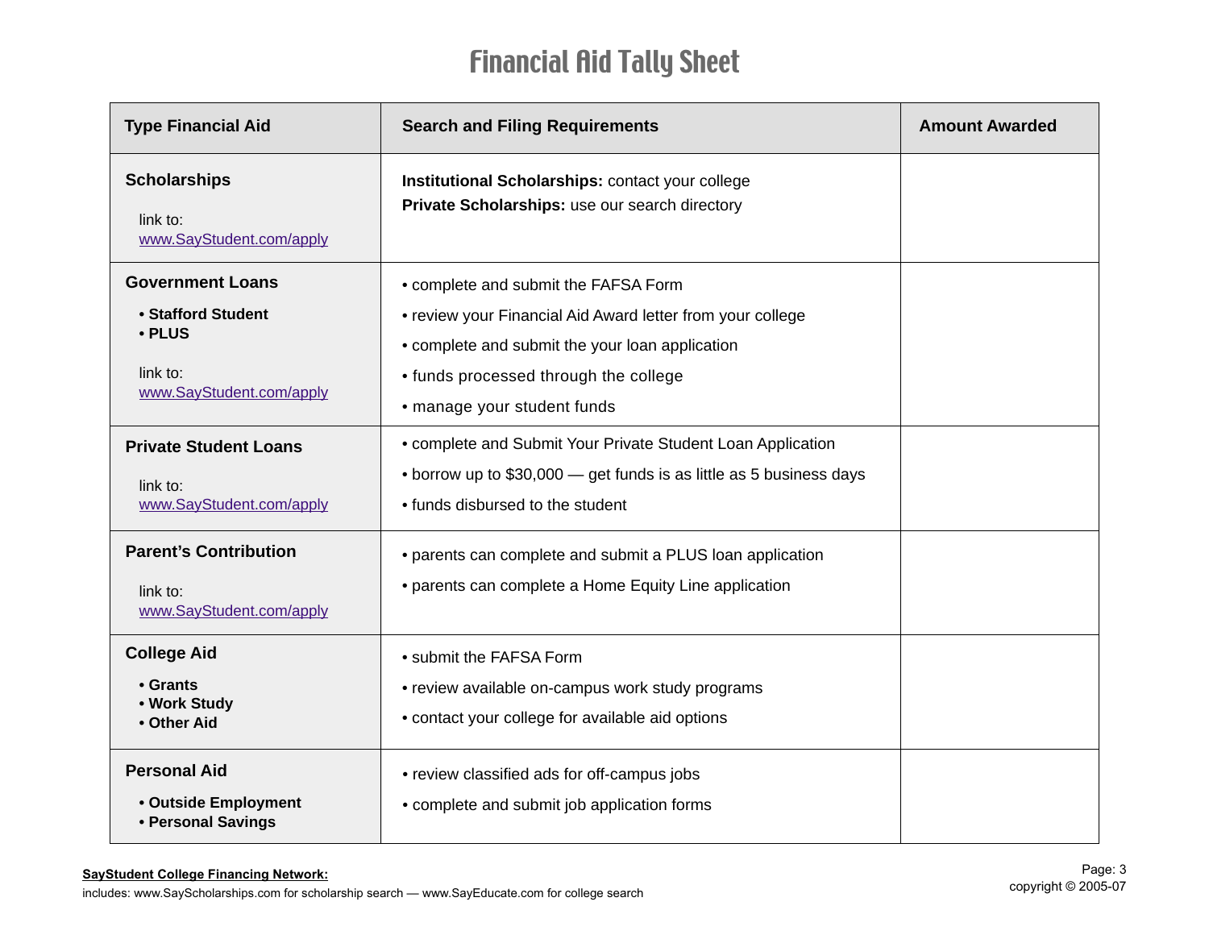# Financial Aid Tally Sheet

| Type Financial Aid | Search and Filing Requirements | Amount Awarded |
|---|---|---|
| **Scholarships**<br><br>link to: www.SayStudent.com/apply | **Institutional Scholarships:** contact your college<br>**Private Scholarships:** use our search directory | |
| **Government Loans**<br>• **Stafford Student**<br>• **PLUS**<br><br>link to: www.SayStudent.com/apply | • complete and submit the FAFSA Form<br>• review your Financial Aid Award letter from your college<br>• complete and submit the your loan application<br>• funds processed through the college<br>• manage your student funds | |
| **Private Student Loans**<br><br>link to: www.SayStudent.com/apply | • complete and Submit Your Private Student Loan Application<br>• borrow up to $30,000 — get funds is as little as 5 business days<br>• funds disbursed to the student | |
| **Parent's Contribution**<br><br>link to: www.SayStudent.com/apply | • parents can complete and submit a PLUS loan application<br>• parents can complete a Home Equity Line application | |
| **College Aid**<br>• **Grants**<br>• **Work Study**<br>• **Other Aid** | • submit the FAFSA Form<br>• review available on-campus work study programs<br>• contact your college for available aid options | |
| **Personal Aid**<br>• **Outside Employment**<br>• **Personal Savings** | • review classified ads for off-campus jobs<br>• complete and submit job application forms | |

**SayStudent College Financing Network:**
includes: www.SayScholarships.com for scholarship search — www.SayEducate.com for college search

copyright © 2005-07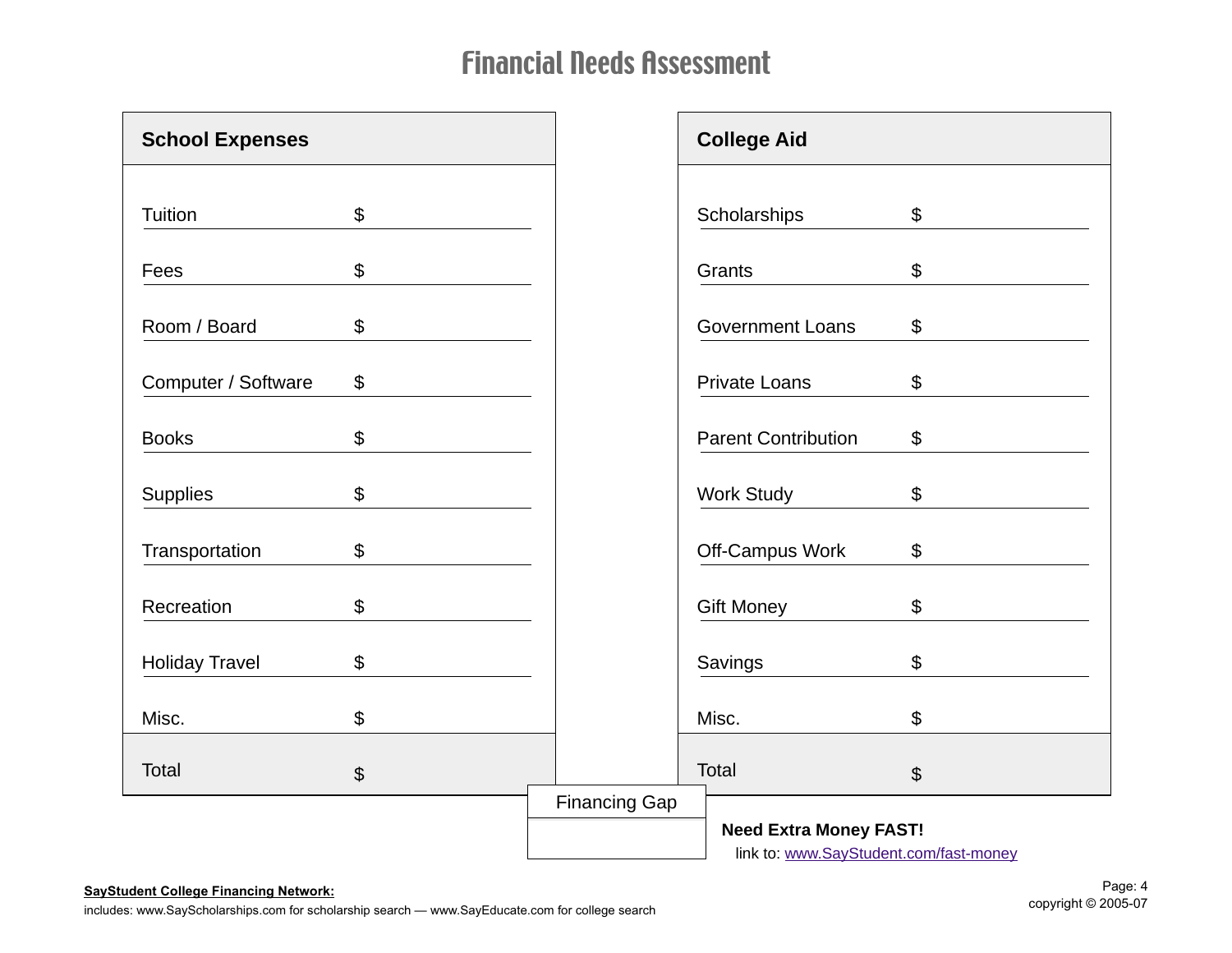# Financial Needs Assessment

| School Expenses | |
|---|---|
| Tuition | $ |
| Fees | $ |
| Room / Board | $ |
| Computer / Software | $ |
| Books | $ |
| Supplies | $ |
| Transportation | $ |
| Recreation | $ |
| Holiday Travel | $ |
| Misc. | $ |
| Total | $ |

| College Aid | |
|---|---|
| Scholarships | $ |
| Grants | $ |
| Government Loans | $ |
| Private Loans | $ |
| Parent Contribution | $ |
| Work Study | $ |
| Off-Campus Work | $ |
| Gift Money | $ |
| Savings | $ |
| Misc. | $ |
| Total | $ |

| Financing Gap |
|---|
| |

**Need Extra Money FAST!**

link to: www.SayStudent.com/fast-money

**SayStudent College Financing Network:**

includes: www.SayScholarships.com for scholarship search — www.SayEducate.com for college search

copyright © 2005-07